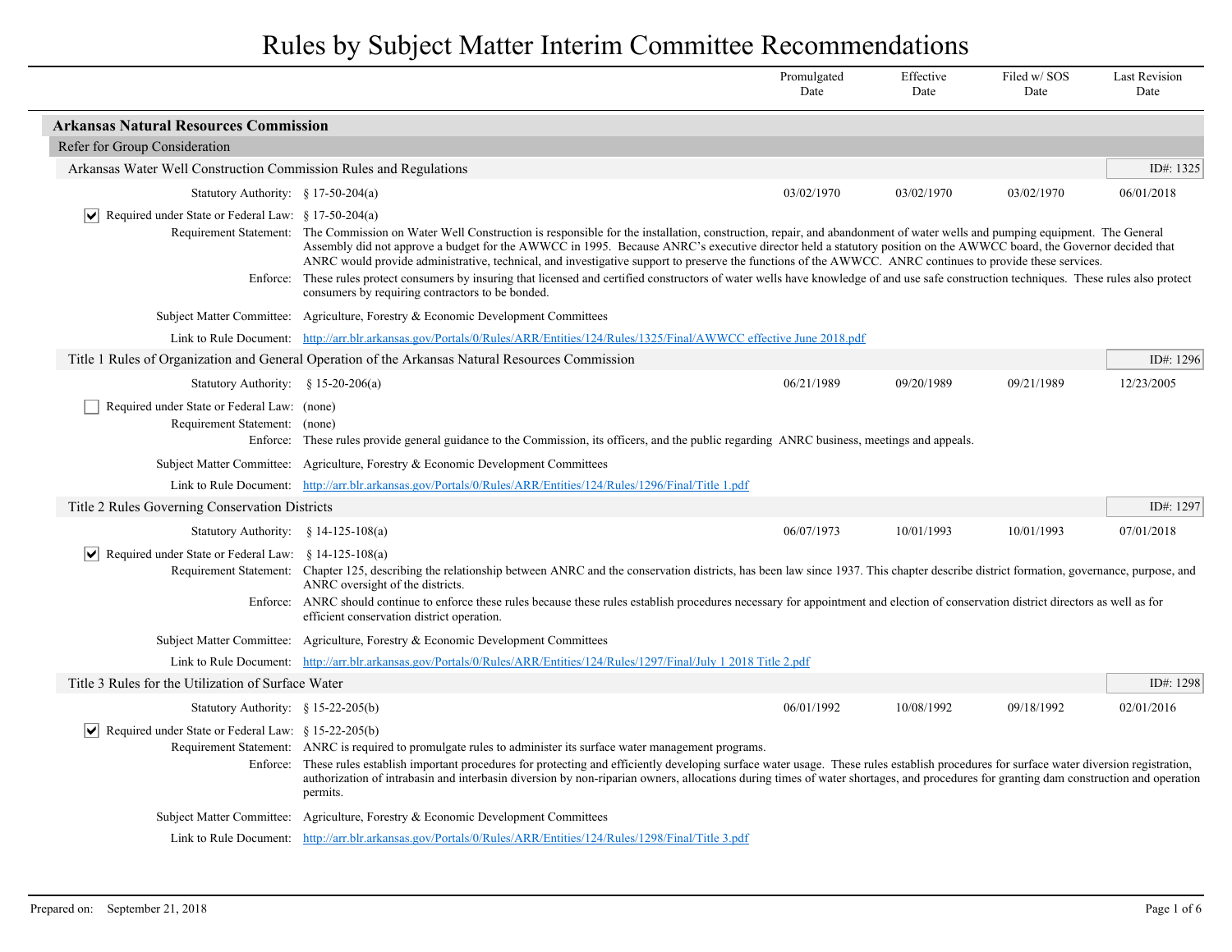# Rules by Subject Matter Interim Committee Recommendations

| | Promulgated Date | Effective Date | Filed w/ SOS Date | Last Revision Date |
|---|---|---|---|---|

## Arkansas Natural Resources Commission

### Refer for Group Consideration

#### Arkansas Water Well Construction Commission Rules and Regulations

ID#: 1325

| | Promulgated Date | Effective Date | Filed w/ SOS Date | Last Revision Date |
|---|---|---|---|---|
| Statutory Authority: § 17-50-204(a) | 03/02/1970 | 03/02/1970 | 03/02/1970 | 06/01/2018 |

- [x] Required under State or Federal Law: § 17-50-204(a)

**Requirement Statement:** The Commission on Water Well Construction is responsible for the installation, construction, repair, and abandonment of water wells and pumping equipment. The General Assembly did not approve a budget for the AWWCC in 1995. Because ANRC's executive director held a statutory position on the AWWCC board, the Governor decided that ANRC would provide administrative, technical, and investigative support to preserve the functions of the AWWCC. ANRC continues to provide these services.

**Enforce:** These rules protect consumers by insuring that licensed and certified constructors of water wells have knowledge of and use safe construction techniques. These rules also protect consumers by requiring contractors to be bonded.

**Subject Matter Committee:** Agriculture, Forestry & Economic Development Committees

**Link to Rule Document:** http://arr.blr.arkansas.gov/Portals/0/Rules/ARR/Entities/124/Rules/1325/Final/AWWCC effective June 2018.pdf

#### Title 1 Rules of Organization and General Operation of the Arkansas Natural Resources Commission

ID#: 1296

| | Promulgated Date | Effective Date | Filed w/ SOS Date | Last Revision Date |
|---|---|---|---|---|
| Statutory Authority: § 15-20-206(a) | 06/21/1989 | 09/20/1989 | 09/21/1989 | 12/23/2005 |

- [ ] Required under State or Federal Law: (none)

**Requirement Statement:** (none)

**Enforce:** These rules provide general guidance to the Commission, its officers, and the public regarding ANRC business, meetings and appeals.

**Subject Matter Committee:** Agriculture, Forestry & Economic Development Committees

**Link to Rule Document:** http://arr.blr.arkansas.gov/Portals/0/Rules/ARR/Entities/124/Rules/1296/Final/Title 1.pdf

#### Title 2 Rules Governing Conservation Districts

ID#: 1297

| | Promulgated Date | Effective Date | Filed w/ SOS Date | Last Revision Date |
|---|---|---|---|---|
| Statutory Authority: § 14-125-108(a) | 06/07/1973 | 10/01/1993 | 10/01/1993 | 07/01/2018 |

- [x] Required under State or Federal Law: § 14-125-108(a)

**Requirement Statement:** Chapter 125, describing the relationship between ANRC and the conservation districts, has been law since 1937. This chapter describe district formation, governance, purpose, and ANRC oversight of the districts.

**Enforce:** ANRC should continue to enforce these rules because these rules establish procedures necessary for appointment and election of conservation district directors as well as for efficient conservation district operation.

**Subject Matter Committee:** Agriculture, Forestry & Economic Development Committees

**Link to Rule Document:** http://arr.blr.arkansas.gov/Portals/0/Rules/ARR/Entities/124/Rules/1297/Final/July 1 2018 Title 2.pdf

#### Title 3 Rules for the Utilization of Surface Water

ID#: 1298

| | Promulgated Date | Effective Date | Filed w/ SOS Date | Last Revision Date |
|---|---|---|---|---|
| Statutory Authority: § 15-22-205(b) | 06/01/1992 | 10/08/1992 | 09/18/1992 | 02/01/2016 |

- [x] Required under State or Federal Law: § 15-22-205(b)

**Requirement Statement:** ANRC is required to promulgate rules to administer its surface water management programs.

**Enforce:** These rules establish important procedures for protecting and efficiently developing surface water usage. These rules establish procedures for surface water diversion registration, authorization of intrabasin and interbasin diversion by non-riparian owners, allocations during times of water shortages, and procedures for granting dam construction and operation permits.

**Subject Matter Committee:** Agriculture, Forestry & Economic Development Committees

**Link to Rule Document:** http://arr.blr.arkansas.gov/Portals/0/Rules/ARR/Entities/124/Rules/1298/Final/Title 3.pdf

Prepared on: September 21, 2018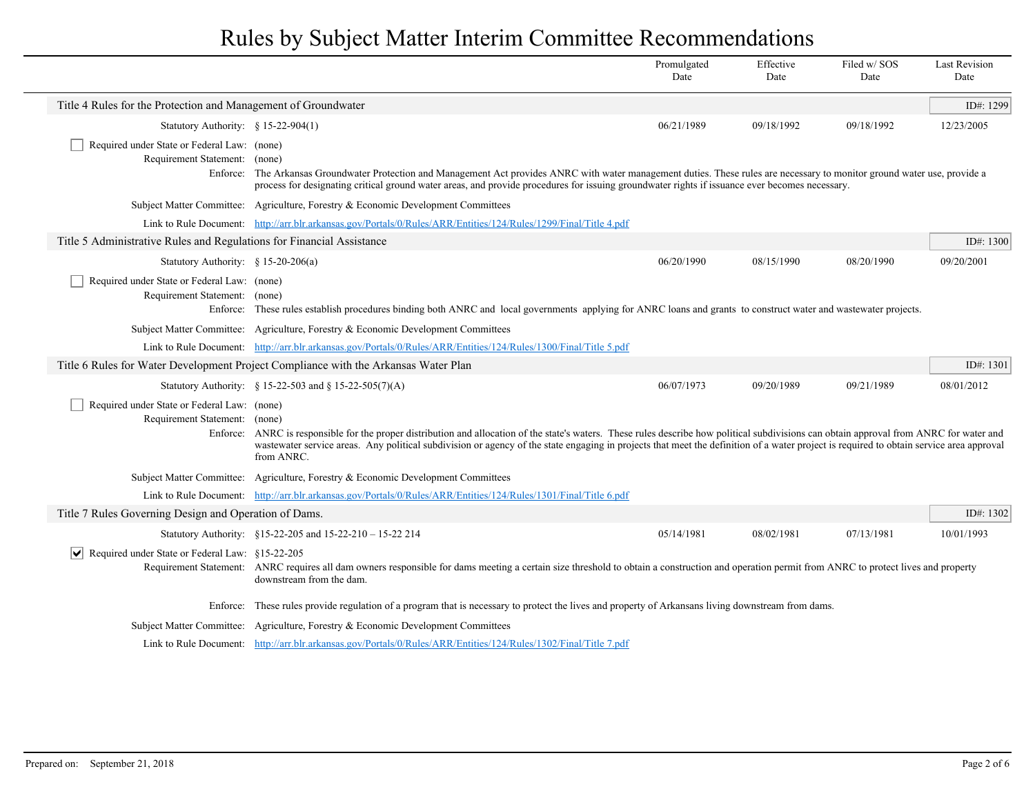# Rules by Subject Matter Interim Committee Recommendations

| | Promulgated Date | Effective Date | Filed w/ SOS Date | Last Revision Date |
|---|---|---|---|---|

## Title 4 Rules for the Protection and Management of Groundwater

ID#: 1299

| | Promulgated Date | Effective Date | Filed w/ SOS Date | Last Revision Date |
|---|---|---|---|---|
| Statutory Authority: § 15-22-904(1) | 06/21/1989 | 09/18/1992 | 09/18/1992 | 12/23/2005 |

- [ ] Required under State or Federal Law: (none)

**Requirement Statement:** (none)

**Enforce:** The Arkansas Groundwater Protection and Management Act provides ANRC with water management duties. These rules are necessary to monitor ground water use, provide a process for designating critical ground water areas, and provide procedures for issuing groundwater rights if issuance ever becomes necessary.

**Subject Matter Committee:** Agriculture, Forestry & Economic Development Committees

**Link to Rule Document:** http://arr.blr.arkansas.gov/Portals/0/Rules/ARR/Entities/124/Rules/1299/Final/Title 4.pdf

## Title 5 Administrative Rules and Regulations for Financial Assistance

ID#: 1300

| | Promulgated Date | Effective Date | Filed w/ SOS Date | Last Revision Date |
|---|---|---|---|---|
| Statutory Authority: § 15-20-206(a) | 06/20/1990 | 08/15/1990 | 08/20/1990 | 09/20/2001 |

- [ ] Required under State or Federal Law: (none)

**Requirement Statement:** (none)

**Enforce:** These rules establish procedures binding both ANRC and local governments applying for ANRC loans and grants to construct water and wastewater projects.

**Subject Matter Committee:** Agriculture, Forestry & Economic Development Committees

**Link to Rule Document:** http://arr.blr.arkansas.gov/Portals/0/Rules/ARR/Entities/124/Rules/1300/Final/Title 5.pdf

## Title 6 Rules for Water Development Project Compliance with the Arkansas Water Plan

ID#: 1301

| | Promulgated Date | Effective Date | Filed w/ SOS Date | Last Revision Date |
|---|---|---|---|---|
| Statutory Authority: § 15-22-503 and § 15-22-505(7)(A) | 06/07/1973 | 09/20/1989 | 09/21/1989 | 08/01/2012 |

- [ ] Required under State or Federal Law: (none)

**Requirement Statement:** (none)

**Enforce:** ANRC is responsible for the proper distribution and allocation of the state's waters. These rules describe how political subdivisions can obtain approval from ANRC for water and wastewater service areas. Any political subdivision or agency of the state engaging in projects that meet the definition of a water project is required to obtain service area approval from ANRC.

**Subject Matter Committee:** Agriculture, Forestry & Economic Development Committees

**Link to Rule Document:** http://arr.blr.arkansas.gov/Portals/0/Rules/ARR/Entities/124/Rules/1301/Final/Title 6.pdf

## Title 7 Rules Governing Design and Operation of Dams.

ID#: 1302

| | Promulgated Date | Effective Date | Filed w/ SOS Date | Last Revision Date |
|---|---|---|---|---|
| Statutory Authority: §15-22-205 and 15-22-210 – 15-22 214 | 05/14/1981 | 08/02/1981 | 07/13/1981 | 10/01/1993 |

- [x] Required under State or Federal Law: §15-22-205

**Requirement Statement:** ANRC requires all dam owners responsible for dams meeting a certain size threshold to obtain a construction and operation permit from ANRC to protect lives and property downstream from the dam.

**Enforce:** These rules provide regulation of a program that is necessary to protect the lives and property of Arkansans living downstream from dams.

**Subject Matter Committee:** Agriculture, Forestry & Economic Development Committees

**Link to Rule Document:** http://arr.blr.arkansas.gov/Portals/0/Rules/ARR/Entities/124/Rules/1302/Final/Title 7.pdf

Prepared on: September 21, 2018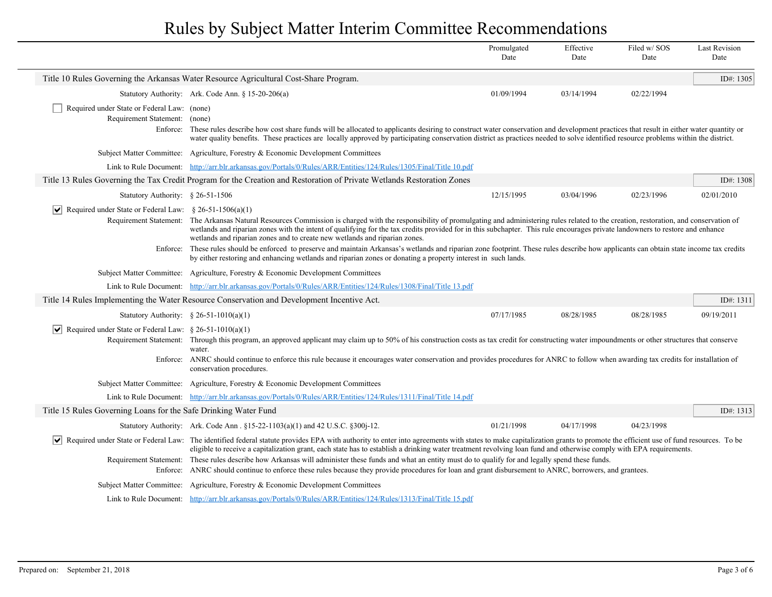# Rules by Subject Matter Interim Committee Recommendations

| | Promulgated Date | Effective Date | Filed w/ SOS Date | Last Revision Date |
|---|---|---|---|---|

## Title 10 Rules Governing the Arkansas Water Resource Agricultural Cost-Share Program.

ID#: 1305

| | Promulgated Date | Effective Date | Filed w/ SOS Date | Last Revision Date |
|---|---|---|---|---|
| Statutory Authority: Ark. Code Ann. § 15-20-206(a) | 01/09/1994 | 03/14/1994 | 02/22/1994 | |

☐ Required under State or Federal Law: (none)

Requirement Statement: (none)

Enforce: These rules describe how cost share funds will be allocated to applicants desiring to construct water conservation and development practices that result in either water quantity or water quality benefits. These practices are locally approved by participating conservation district as practices needed to solve identified resource problems within the district.

Subject Matter Committee: Agriculture, Forestry & Economic Development Committees

Link to Rule Document: http://arr.blr.arkansas.gov/Portals/0/Rules/ARR/Entities/124/Rules/1305/Final/Title 10.pdf

## Title 13 Rules Governing the Tax Credit Program for the Creation and Restoration of Private Wetlands Restoration Zones

ID#: 1308

| | Promulgated Date | Effective Date | Filed w/ SOS Date | Last Revision Date |
|---|---|---|---|---|
| Statutory Authority: § 26-51-1506 | 12/15/1995 | 03/04/1996 | 02/23/1996 | 02/01/2010 |

☑ Required under State or Federal Law: § 26-51-1506(a)(1)

Requirement Statement: The Arkansas Natural Resources Commission is charged with the responsibility of promulgating and administering rules related to the creation, restoration, and conservation of wetlands and riparian zones with the intent of qualifying for the tax credits provided for in this subchapter. This rule encourages private landowners to restore and enhance wetlands and riparian zones and to create new wetlands and riparian zones.

Enforce: These rules should be enforced to preserve and maintain Arkansas's wetlands and riparian zone footprint. These rules describe how applicants can obtain state income tax credits by either restoring and enhancing wetlands and riparian zones or donating a property interest in such lands.

Subject Matter Committee: Agriculture, Forestry & Economic Development Committees

Link to Rule Document: http://arr.blr.arkansas.gov/Portals/0/Rules/ARR/Entities/124/Rules/1308/Final/Title 13.pdf

## Title 14 Rules Implementing the Water Resource Conservation and Development Incentive Act.

ID#: 1311

| | Promulgated Date | Effective Date | Filed w/ SOS Date | Last Revision Date |
|---|---|---|---|---|
| Statutory Authority: § 26-51-1010(a)(1) | 07/17/1985 | 08/28/1985 | 08/28/1985 | 09/19/2011 |

☑ Required under State or Federal Law: § 26-51-1010(a)(1)

Requirement Statement: Through this program, an approved applicant may claim up to 50% of his construction costs as tax credit for constructing water impoundments or other structures that conserve water.

Enforce: ANRC should continue to enforce this rule because it encourages water conservation and provides procedures for ANRC to follow when awarding tax credits for installation of conservation procedures.

Subject Matter Committee: Agriculture, Forestry & Economic Development Committees

Link to Rule Document: http://arr.blr.arkansas.gov/Portals/0/Rules/ARR/Entities/124/Rules/1311/Final/Title 14.pdf

## Title 15 Rules Governing Loans for the Safe Drinking Water Fund

ID#: 1313

| | Promulgated Date | Effective Date | Filed w/ SOS Date | Last Revision Date |
|---|---|---|---|---|
| Statutory Authority: Ark. Code Ann . §15-22-1103(a)(1) and 42 U.S.C. §300j-12. | 01/21/1998 | 04/17/1998 | 04/23/1998 | |

☑ Required under State or Federal Law: The identified federal statute provides EPA with authority to enter into agreements with states to make capitalization grants to promote the efficient use of fund resources. To be eligible to receive a capitalization grant, each state has to establish a drinking water treatment revolving loan fund and otherwise comply with EPA requirements.

Requirement Statement: These rules describe how Arkansas will administer these funds and what an entity must do to qualify for and legally spend these funds.

Enforce: ANRC should continue to enforce these rules because they provide procedures for loan and grant disbursement to ANRC, borrowers, and grantees.

Subject Matter Committee: Agriculture, Forestry & Economic Development Committees

Link to Rule Document: http://arr.blr.arkansas.gov/Portals/0/Rules/ARR/Entities/124/Rules/1313/Final/Title 15.pdf

Prepared on: September 21, 2018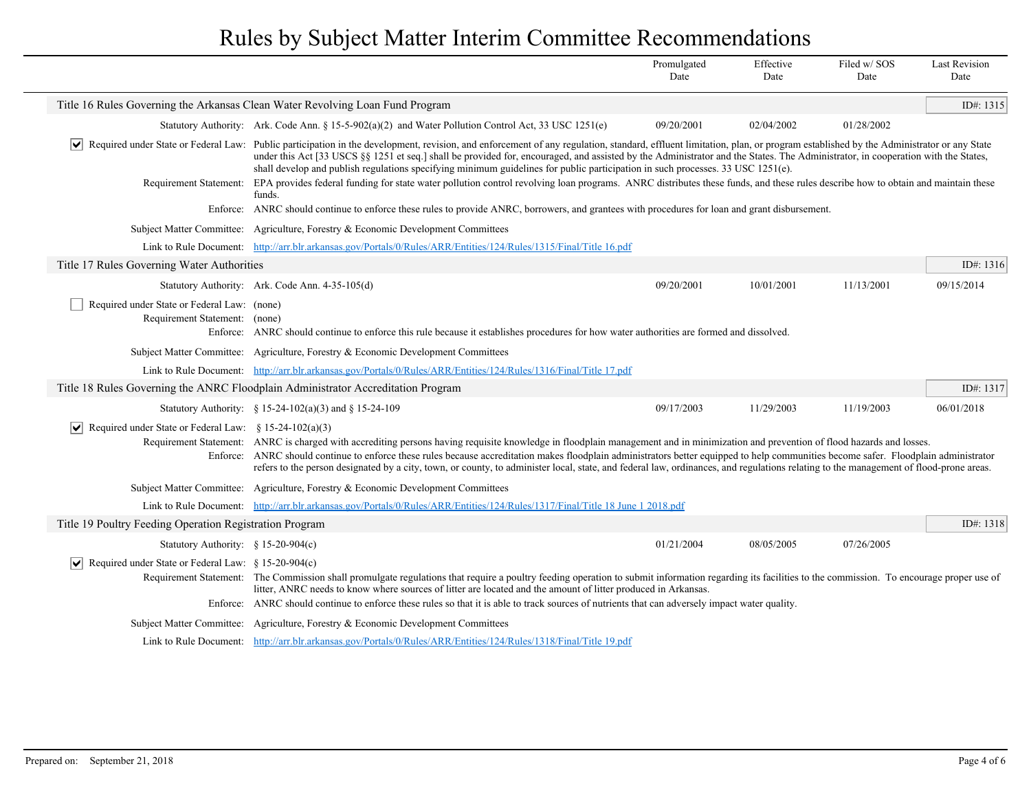# Rules by Subject Matter Interim Committee Recommendations

| | Promulgated Date | Effective Date | Filed w/ SOS Date | Last Revision Date |
|---|---|---|---|---|

## Title 16 Rules Governing the Arkansas Clean Water Revolving Loan Fund Program

ID#: 1315

| | Promulgated Date | Effective Date | Filed w/ SOS Date | Last Revision Date |
|---|---|---|---|---|
| Statutory Authority: Ark. Code Ann. § 15-5-902(a)(2) and Water Pollution Control Act, 33 USC 1251(e) | 09/20/2001 | 02/04/2002 | 01/28/2002 | |

☑ **Required under State or Federal Law:** Public participation in the development, revision, and enforcement of any regulation, standard, effluent limitation, plan, or program established by the Administrator or any State under this Act [33 USCS §§ 1251 et seq.] shall be provided for, encouraged, and assisted by the Administrator and the States. The Administrator, in cooperation with the States, shall develop and publish regulations specifying minimum guidelines for public participation in such processes. 33 USC 1251(e).

**Requirement Statement:** EPA provides federal funding for state water pollution control revolving loan programs. ANRC distributes these funds, and these rules describe how to obtain and maintain these funds.

**Enforce:** ANRC should continue to enforce these rules to provide ANRC, borrowers, and grantees with procedures for loan and grant disbursement.

**Subject Matter Committee:** Agriculture, Forestry & Economic Development Committees

**Link to Rule Document:** http://arr.blr.arkansas.gov/Portals/0/Rules/ARR/Entities/124/Rules/1315/Final/Title 16.pdf

## Title 17 Rules Governing Water Authorities

ID#: 1316

| | Promulgated Date | Effective Date | Filed w/ SOS Date | Last Revision Date |
|---|---|---|---|---|
| Statutory Authority: Ark. Code Ann. 4-35-105(d) | 09/20/2001 | 10/01/2001 | 11/13/2001 | 09/15/2014 |

☐ **Required under State or Federal Law:** (none)

**Requirement Statement:** (none)

**Enforce:** ANRC should continue to enforce this rule because it establishes procedures for how water authorities are formed and dissolved.

**Subject Matter Committee:** Agriculture, Forestry & Economic Development Committees

**Link to Rule Document:** http://arr.blr.arkansas.gov/Portals/0/Rules/ARR/Entities/124/Rules/1316/Final/Title 17.pdf

## Title 18 Rules Governing the ANRC Floodplain Administrator Accreditation Program

ID#: 1317

| | Promulgated Date | Effective Date | Filed w/ SOS Date | Last Revision Date |
|---|---|---|---|---|
| Statutory Authority: § 15-24-102(a)(3) and § 15-24-109 | 09/17/2003 | 11/29/2003 | 11/19/2003 | 06/01/2018 |

☑ **Required under State or Federal Law:** § 15-24-102(a)(3)

**Requirement Statement:** ANRC is charged with accrediting persons having requisite knowledge in floodplain management and in minimization and prevention of flood hazards and losses.

**Enforce:** ANRC should continue to enforce these rules because accreditation makes floodplain administrators better equipped to help communities become safer. Floodplain administrator refers to the person designated by a city, town, or county, to administer local, state, and federal law, ordinances, and regulations relating to the management of flood-prone areas.

**Subject Matter Committee:** Agriculture, Forestry & Economic Development Committees

**Link to Rule Document:** http://arr.blr.arkansas.gov/Portals/0/Rules/ARR/Entities/124/Rules/1317/Final/Title 18 June 1 2018.pdf

## Title 19 Poultry Feeding Operation Registration Program

ID#: 1318

| | Promulgated Date | Effective Date | Filed w/ SOS Date | Last Revision Date |
|---|---|---|---|---|
| Statutory Authority: § 15-20-904(c) | 01/21/2004 | 08/05/2005 | 07/26/2005 | |

☑ **Required under State or Federal Law:** § 15-20-904(c)

**Requirement Statement:** The Commission shall promulgate regulations that require a poultry feeding operation to submit information regarding its facilities to the commission. To encourage proper use of litter, ANRC needs to know where sources of litter are located and the amount of litter produced in Arkansas.

**Enforce:** ANRC should continue to enforce these rules so that it is able to track sources of nutrients that can adversely impact water quality.

**Subject Matter Committee:** Agriculture, Forestry & Economic Development Committees

**Link to Rule Document:** http://arr.blr.arkansas.gov/Portals/0/Rules/ARR/Entities/124/Rules/1318/Final/Title 19.pdf

Prepared on: September 21, 2018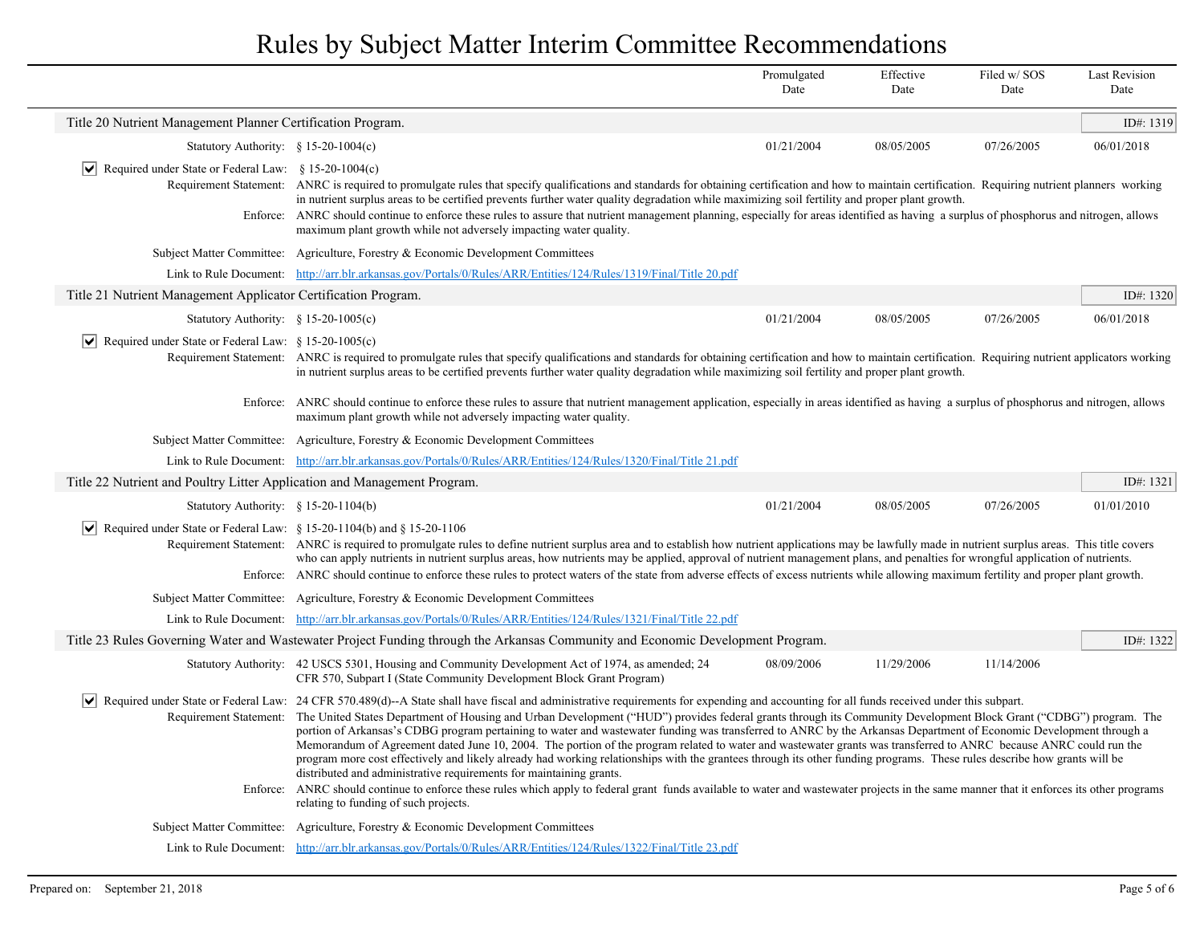# Rules by Subject Matter Interim Committee Recommendations

| | Promulgated Date | Effective Date | Filed w/ SOS Date | Last Revision Date |
|---|---|---|---|---|

## Title 20 Nutrient Management Planner Certification Program.

ID#: 1319

| Statutory Authority: § 15-20-1004(c) | Promulgated Date | Effective Date | Filed w/ SOS Date | Last Revision Date |
|---|---|---|---|---|
| | 01/21/2004 | 08/05/2005 | 07/26/2005 | 06/01/2018 |

☑ Required under State or Federal Law: § 15-20-1004(c)

Requirement Statement: ANRC is required to promulgate rules that specify qualifications and standards for obtaining certification and how to maintain certification. Requiring nutrient planners working in nutrient surplus areas to be certified prevents further water quality degradation while maximizing soil fertility and proper plant growth.

Enforce: ANRC should continue to enforce these rules to assure that nutrient management planning, especially for areas identified as having a surplus of phosphorus and nitrogen, allows maximum plant growth while not adversely impacting water quality.

Subject Matter Committee: Agriculture, Forestry & Economic Development Committees

Link to Rule Document: http://arr.blr.arkansas.gov/Portals/0/Rules/ARR/Entities/124/Rules/1319/Final/Title 20.pdf

## Title 21 Nutrient Management Applicator Certification Program.

ID#: 1320

| Statutory Authority: § 15-20-1005(c) | Promulgated Date | Effective Date | Filed w/ SOS Date | Last Revision Date |
|---|---|---|---|---|
| | 01/21/2004 | 08/05/2005 | 07/26/2005 | 06/01/2018 |

☑ Required under State or Federal Law: § 15-20-1005(c)

Requirement Statement: ANRC is required to promulgate rules that specify qualifications and standards for obtaining certification and how to maintain certification. Requiring nutrient applicators working in nutrient surplus areas to be certified prevents further water quality degradation while maximizing soil fertility and proper plant growth.

Enforce: ANRC should continue to enforce these rules to assure that nutrient management application, especially in areas identified as having a surplus of phosphorus and nitrogen, allows maximum plant growth while not adversely impacting water quality.

Subject Matter Committee: Agriculture, Forestry & Economic Development Committees

Link to Rule Document: http://arr.blr.arkansas.gov/Portals/0/Rules/ARR/Entities/124/Rules/1320/Final/Title 21.pdf

## Title 22 Nutrient and Poultry Litter Application and Management Program.

ID#: 1321

| Statutory Authority: § 15-20-1104(b) | Promulgated Date | Effective Date | Filed w/ SOS Date | Last Revision Date |
|---|---|---|---|---|
| | 01/21/2004 | 08/05/2005 | 07/26/2005 | 01/01/2010 |

☑ Required under State or Federal Law: § 15-20-1104(b) and § 15-20-1106

Requirement Statement: ANRC is required to promulgate rules to define nutrient surplus area and to establish how nutrient applications may be lawfully made in nutrient surplus areas. This title covers who can apply nutrients in nutrient surplus areas, how nutrients may be applied, approval of nutrient management plans, and penalties for wrongful application of nutrients.

Enforce: ANRC should continue to enforce these rules to protect waters of the state from adverse effects of excess nutrients while allowing maximum fertility and proper plant growth.

Subject Matter Committee: Agriculture, Forestry & Economic Development Committees

Link to Rule Document: http://arr.blr.arkansas.gov/Portals/0/Rules/ARR/Entities/124/Rules/1321/Final/Title 22.pdf

## Title 23 Rules Governing Water and Wastewater Project Funding through the Arkansas Community and Economic Development Program.

ID#: 1322

| Statutory Authority: 42 USCS 5301, Housing and Community Development Act of 1974, as amended; 24 CFR 570, Subpart I (State Community Development Block Grant Program) | Promulgated Date | Effective Date | Filed w/ SOS Date | Last Revision Date |
|---|---|---|---|---|
| | 08/09/2006 | 11/29/2006 | 11/14/2006 | |

☑ Required under State or Federal Law: 24 CFR 570.489(d)--A State shall have fiscal and administrative requirements for expending and accounting for all funds received under this subpart.

Requirement Statement: The United States Department of Housing and Urban Development ("HUD") provides federal grants through its Community Development Block Grant ("CDBG") program. The portion of Arkansas's CDBG program pertaining to water and wastewater funding was transferred to ANRC by the Arkansas Department of Economic Development through a Memorandum of Agreement dated June 10, 2004. The portion of the program related to water and wastewater grants was transferred to ANRC because ANRC could run the program more cost effectively and likely already had working relationships with the grantees through its other funding programs. These rules describe how grants will be distributed and administrative requirements for maintaining grants.

Enforce: ANRC should continue to enforce these rules which apply to federal grant funds available to water and wastewater projects in the same manner that it enforces its other programs relating to funding of such projects.

Subject Matter Committee: Agriculture, Forestry & Economic Development Committees

Link to Rule Document: http://arr.blr.arkansas.gov/Portals/0/Rules/ARR/Entities/124/Rules/1322/Final/Title 23.pdf

Prepared on: September 21, 2018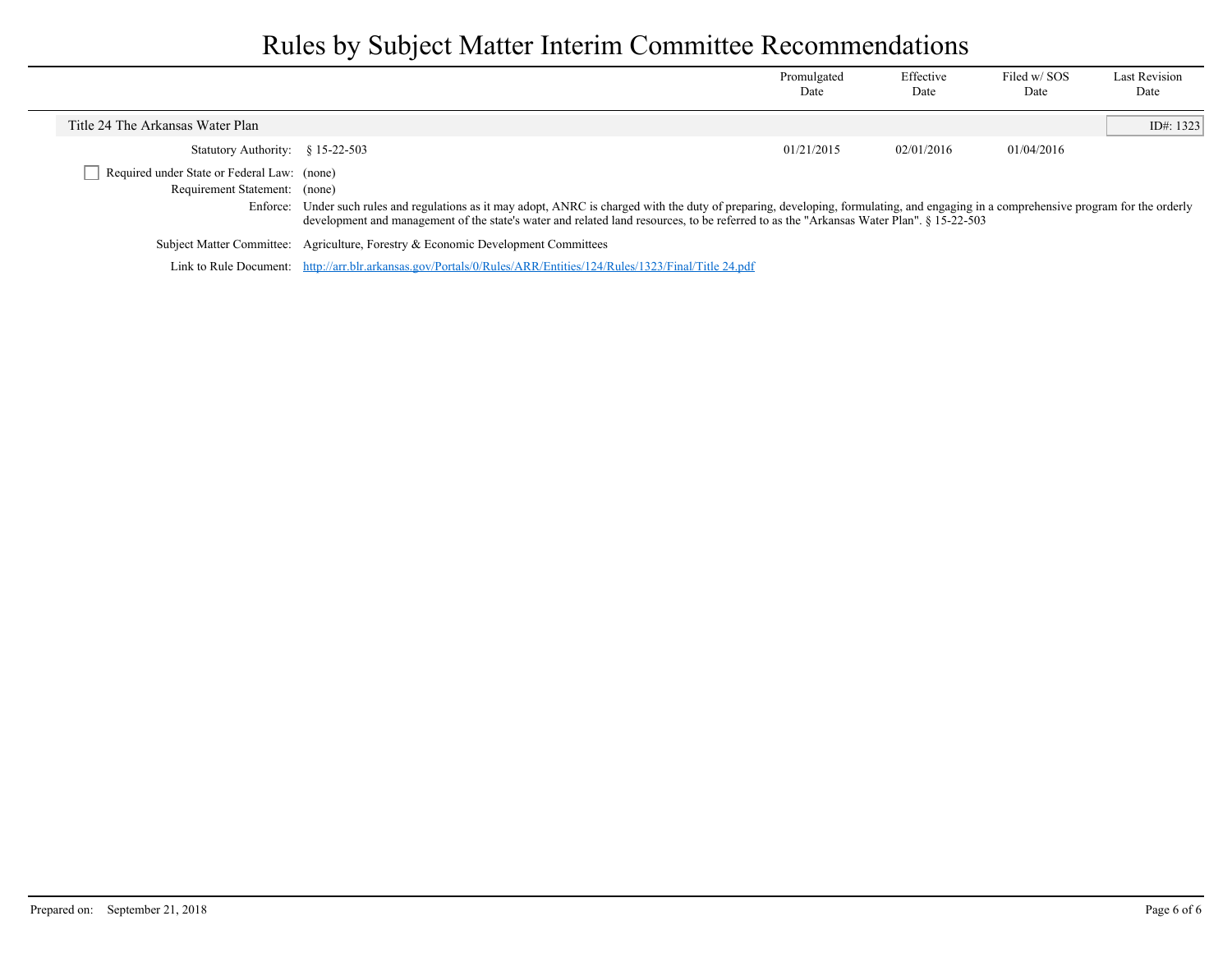# Rules by Subject Matter Interim Committee Recommendations

| | Promulgated Date | Effective Date | Filed w/ SOS Date | Last Revision Date |
|---|---|---|---|---|

**Title 24 The Arkansas Water Plan** — ID#: 1323

| | | Promulgated Date | Effective Date | Filed w/ SOS Date | Last Revision Date |
|---|---|---|---|---|---|
| Statutory Authority: | § 15-22-503 | 01/21/2015 | 02/01/2016 | 01/04/2016 | |

☐ Required under State or Federal Law: (none)

Requirement Statement: (none)

Enforce: Under such rules and regulations as it may adopt, ANRC is charged with the duty of preparing, developing, formulating, and engaging in a comprehensive program for the orderly development and management of the state's water and related land resources, to be referred to as the "Arkansas Water Plan". § 15-22-503

Subject Matter Committee: Agriculture, Forestry & Economic Development Committees

Link to Rule Document: http://arr.blr.arkansas.gov/Portals/0/Rules/ARR/Entities/124/Rules/1323/Final/Title 24.pdf

Prepared on: September 21, 2018